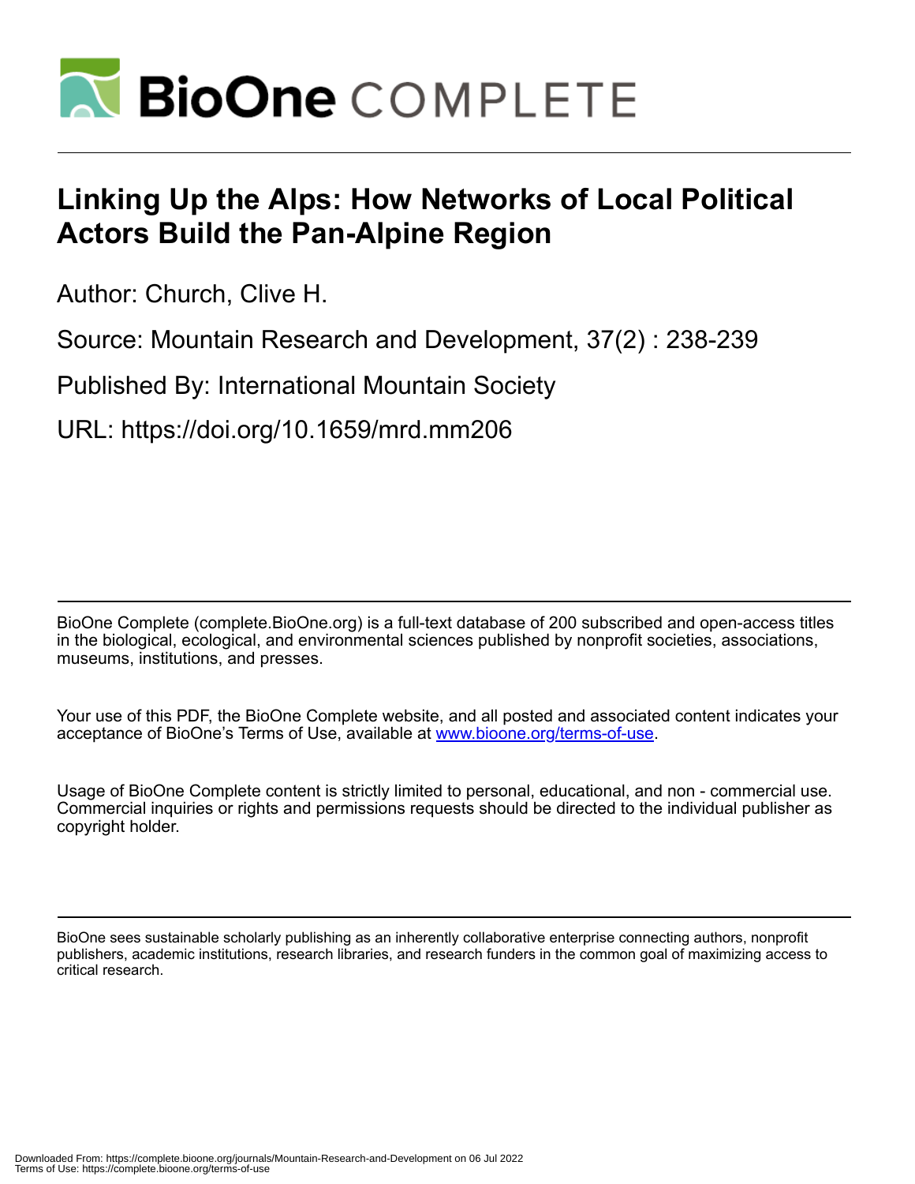# Linking Up the Alps: How Networks of Local Political Actors Build the Pan-Alpine Region

Author: Church, Clive H.

Source: Mountain Research and Development, 37(2) : 238-239

Published By: International Mountain Society

URL: https://doi.org/10.1659/mrd.mm206

BioOne Complete (complete.BioOne.org) is a full-text database of 200 subscribed and open-access titles in the biological, ecological, and environmental sciences published by nonprofit societies, associations, museums, institutions, and presses.

Your use of this PDF, the BioOne Complete website, and all posted and associated content indicates your acceptance of BioOne's Terms of Use, available at www.bioone.org/terms-of-use.

Usage of BioOne Complete content is strictly limited to personal, educational, and non - commercial use. Commercial inquiries or rights and permissions requests should be directed to the individual publisher as copyright holder.

BioOne sees sustainable scholarly publishing as an inherently collaborative enterprise connecting authors, nonprofit publishers, academic institutions, research libraries, and research funders in the common goal of maximizing access to critical research.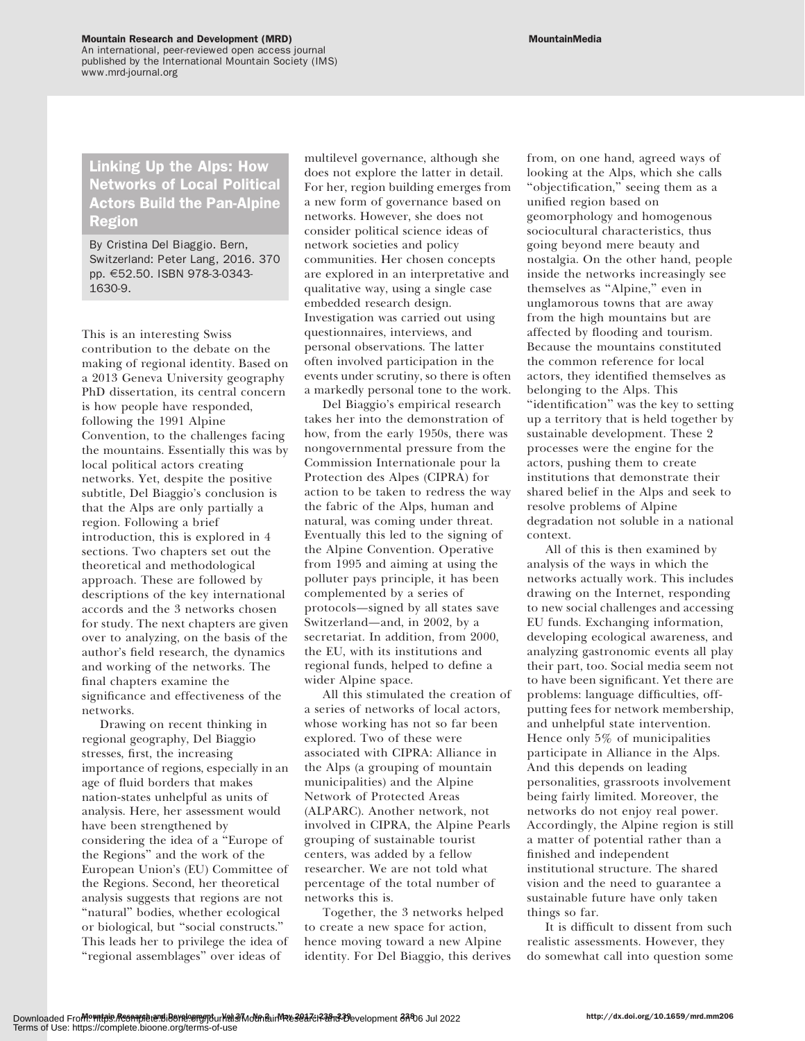## Linking Up the Alps: How Networks of Local Political Actors Build the Pan-Alpine Region

By Cristina Del Biaggio. Bern, Switzerland: Peter Lang, 2016. 370 pp. €52.50. ISBN 978-3-0343-1630-9.

This is an interesting Swiss contribution to the debate on the making of regional identity. Based on a 2013 Geneva University geography PhD dissertation, its central concern is how people have responded, following the 1991 Alpine Convention, to the challenges facing the mountains. Essentially this was by local political actors creating networks. Yet, despite the positive subtitle, Del Biaggio's conclusion is that the Alps are only partially a region. Following a brief introduction, this is explored in 4 sections. Two chapters set out the theoretical and methodological approach. These are followed by descriptions of the key international accords and the 3 networks chosen for study. The next chapters are given over to analyzing, on the basis of the author's field research, the dynamics and working of the networks. The final chapters examine the significance and effectiveness of the networks.

Drawing on recent thinking in regional geography, Del Biaggio stresses, first, the increasing importance of regions, especially in an age of fluid borders that makes nation-states unhelpful as units of analysis. Here, her assessment would have been strengthened by considering the idea of a "Europe of the Regions" and the work of the European Union's (EU) Committee of the Regions. Second, her theoretical analysis suggests that regions are not "natural" bodies, whether ecological or biological, but "social constructs." This leads her to privilege the idea of "regional assemblages" over ideas of multilevel governance, although she does not explore the latter in detail. For her, region building emerges from a new form of governance based on networks. However, she does not consider political science ideas of network societies and policy communities. Her chosen concepts are explored in an interpretative and qualitative way, using a single case embedded research design. Investigation was carried out using questionnaires, interviews, and personal observations. The latter often involved participation in the events under scrutiny, so there is often a markedly personal tone to the work.

Del Biaggio's empirical research takes her into the demonstration of how, from the early 1950s, there was nongovernmental pressure from the Commission Internationale pour la Protection des Alpes (CIPRA) for action to be taken to redress the way the fabric of the Alps, human and natural, was coming under threat. Eventually this led to the signing of the Alpine Convention. Operative from 1995 and aiming at using the polluter pays principle, it has been complemented by a series of protocols—signed by all states save Switzerland—and, in 2002, by a secretariat. In addition, from 2000, the EU, with its institutions and regional funds, helped to define a wider Alpine space.

All this stimulated the creation of a series of networks of local actors, whose working has not so far been explored. Two of these were associated with CIPRA: Alliance in the Alps (a grouping of mountain municipalities) and the Alpine Network of Protected Areas (ALPARC). Another network, not involved in CIPRA, the Alpine Pearls grouping of sustainable tourist centers, was added by a fellow researcher. We are not told what percentage of the total number of networks this is.

Together, the 3 networks helped to create a new space for action, hence moving toward a new Alpine identity. For Del Biaggio, this derives from, on one hand, agreed ways of looking at the Alps, which she calls "objectification," seeing them as a unified region based on geomorphology and homogenous sociocultural characteristics, thus going beyond mere beauty and nostalgia. On the other hand, people inside the networks increasingly see themselves as "Alpine," even in unglamorous towns that are away from the high mountains but are affected by flooding and tourism. Because the mountains constituted the common reference for local actors, they identified themselves as belonging to the Alps. This "identification" was the key to setting up a territory that is held together by sustainable development. These 2 processes were the engine for the actors, pushing them to create institutions that demonstrate their shared belief in the Alps and seek to resolve problems of Alpine degradation not soluble in a national context.

All of this is then examined by analysis of the ways in which the networks actually work. This includes drawing on the Internet, responding to new social challenges and accessing EU funds. Exchanging information, developing ecological awareness, and analyzing gastronomic events all play their part, too. Social media seem not to have been significant. Yet there are problems: language difficulties, off-putting fees for network membership, and unhelpful state intervention. Hence only 5% of municipalities participate in Alliance in the Alps. And this depends on leading personalities, grassroots involvement being fairly limited. Moreover, the networks do not enjoy real power. Accordingly, the Alpine region is still a matter of potential rather than a finished and independent institutional structure. The shared vision and the need to guarantee a sustainable future have only taken things so far.

It is difficult to dissent from such realistic assessments. However, they do somewhat call into question some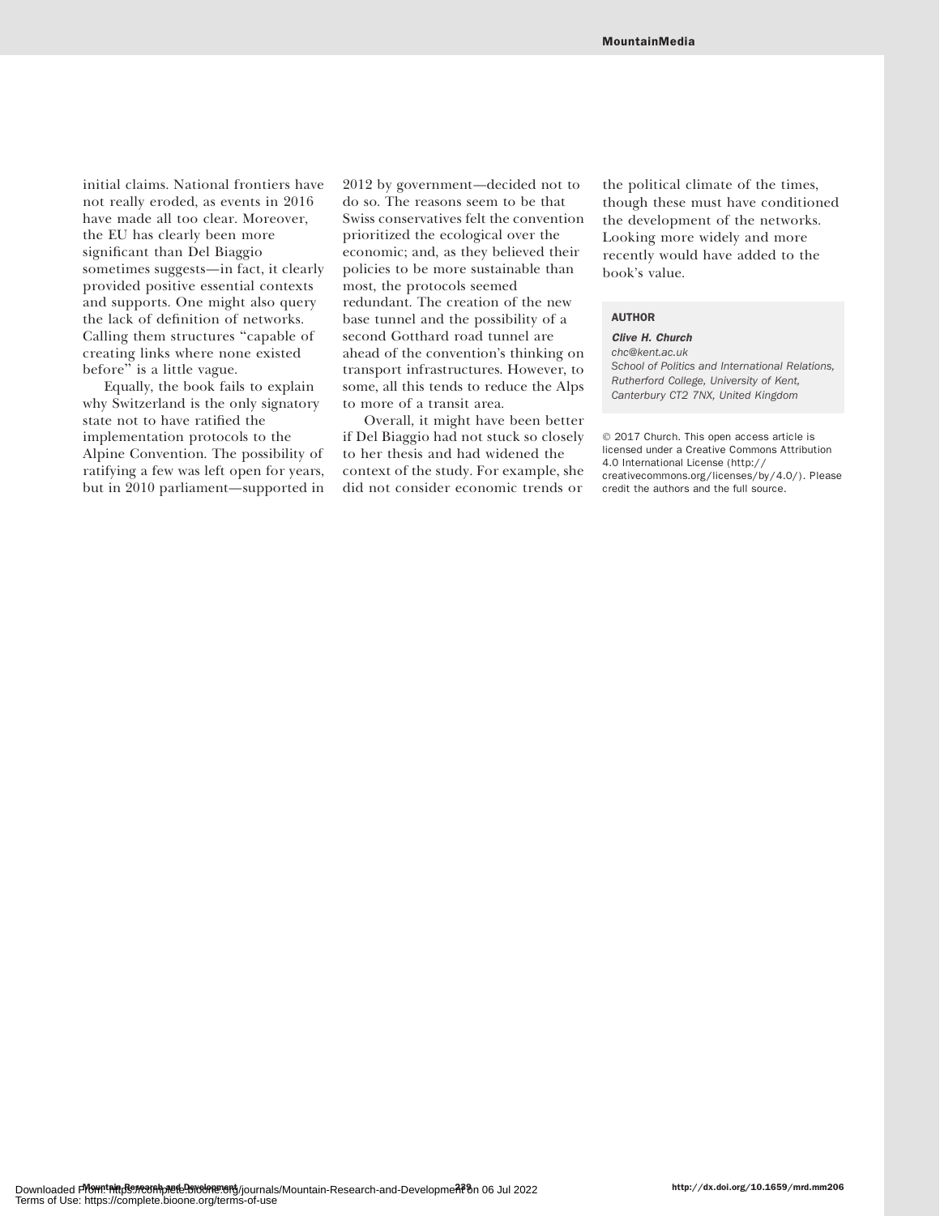initial claims. National frontiers have not really eroded, as events in 2016 have made all too clear. Moreover, the EU has clearly been more significant than Del Biaggio sometimes suggests—in fact, it clearly provided positive essential contexts and supports. One might also query the lack of definition of networks. Calling them structures "capable of creating links where none existed before" is a little vague.

Equally, the book fails to explain why Switzerland is the only signatory state not to have ratified the implementation protocols to the Alpine Convention. The possibility of ratifying a few was left open for years, but in 2010 parliament—supported in 2012 by government—decided not to do so. The reasons seem to be that Swiss conservatives felt the convention prioritized the ecological over the economic; and, as they believed their policies to be more sustainable than most, the protocols seemed redundant. The creation of the new base tunnel and the possibility of a second Gotthard road tunnel are ahead of the convention's thinking on transport infrastructures. However, to some, all this tends to reduce the Alps to more of a transit area.

Overall, it might have been better if Del Biaggio had not stuck so closely to her thesis and had widened the context of the study. For example, she did not consider economic trends or the political climate of the times, though these must have conditioned the development of the networks. Looking more widely and more recently would have added to the book's value.

## AUTHOR

***Clive H. Church***
*chc@kent.ac.uk*
*School of Politics and International Relations, Rutherford College, University of Kent, Canterbury CT2 7NX, United Kingdom*

© 2017 Church. This open access article is licensed under a Creative Commons Attribution 4.0 International License (http://creativecommons.org/licenses/by/4.0/). Please credit the authors and the full source.